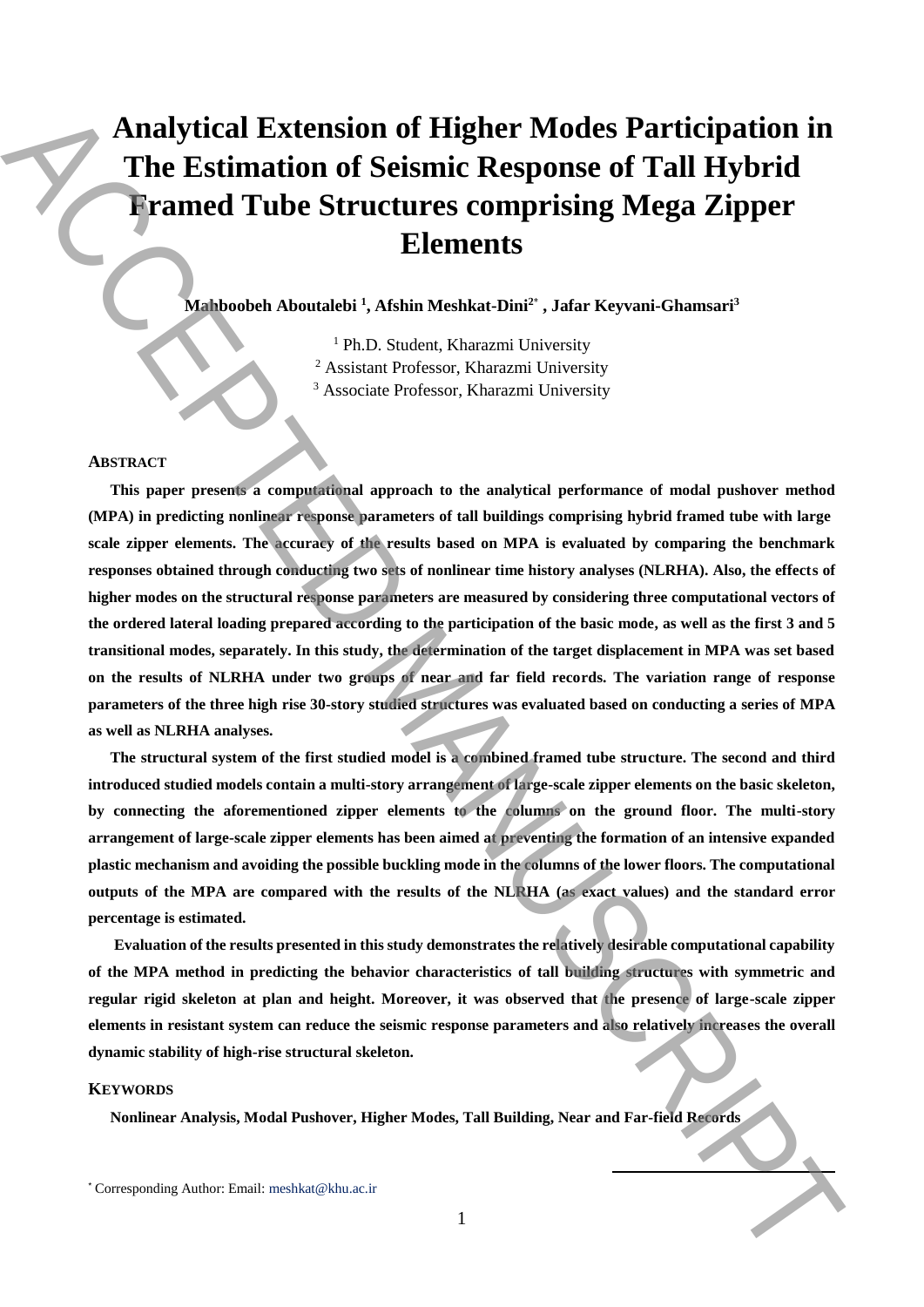# Analytical Extension of Higher Modes Participation in The Estimation of Seismic Response of Tall Hybrid Framed Tube Structures comprising Mega Zipper Elements

**Mahboobeh Aboutalebi [1], Afshin Meshkat-Dini[2*] , Jafar Keyvani-Ghamsari[3]**

[1] Ph.D. Student, Kharazmi University
[2] Assistant Professor, Kharazmi University
[3] Associate Professor, Kharazmi University

## ABSTRACT

**This paper presents a computational approach to the analytical performance of modal pushover method (MPA) in predicting nonlinear response parameters of tall buildings comprising hybrid framed tube with large scale zipper elements. The accuracy of the results based on MPA is evaluated by comparing the benchmark responses obtained through conducting two sets of nonlinear time history analyses (NLRHA). Also, the effects of higher modes on the structural response parameters are measured by considering three computational vectors of the ordered lateral loading prepared according to the participation of the basic mode, as well as the first 3 and 5 transitional modes, separately. In this study, the determination of the target displacement in MPA was set based on the results of NLRHA under two groups of near and far field records. The variation range of response parameters of the three high rise 30-story studied structures was evaluated based on conducting a series of MPA as well as NLRHA analyses.**

**The structural system of the first studied model is a combined framed tube structure. The second and third introduced studied models contain a multi-story arrangement of large-scale zipper elements on the basic skeleton, by connecting the aforementioned zipper elements to the columns on the ground floor. The multi-story arrangement of large-scale zipper elements has been aimed at preventing the formation of an intensive expanded plastic mechanism and avoiding the possible buckling mode in the columns of the lower floors. The computational outputs of the MPA are compared with the results of the NLRHA (as exact values) and the standard error percentage is estimated.**

**Evaluation of the results presented in this study demonstrates the relatively desirable computational capability of the MPA method in predicting the behavior characteristics of tall building structures with symmetric and regular rigid skeleton at plan and height. Moreover, it was observed that the presence of large-scale zipper elements in resistant system can reduce the seismic response parameters and also relatively increases the overall dynamic stability of high-rise structural skeleton.**

## KEYWORDS

**Nonlinear Analysis, Modal Pushover, Higher Modes, Tall Building, Near and Far-field Records**

[*] Corresponding Author: Email: meshkat@khu.ac.ir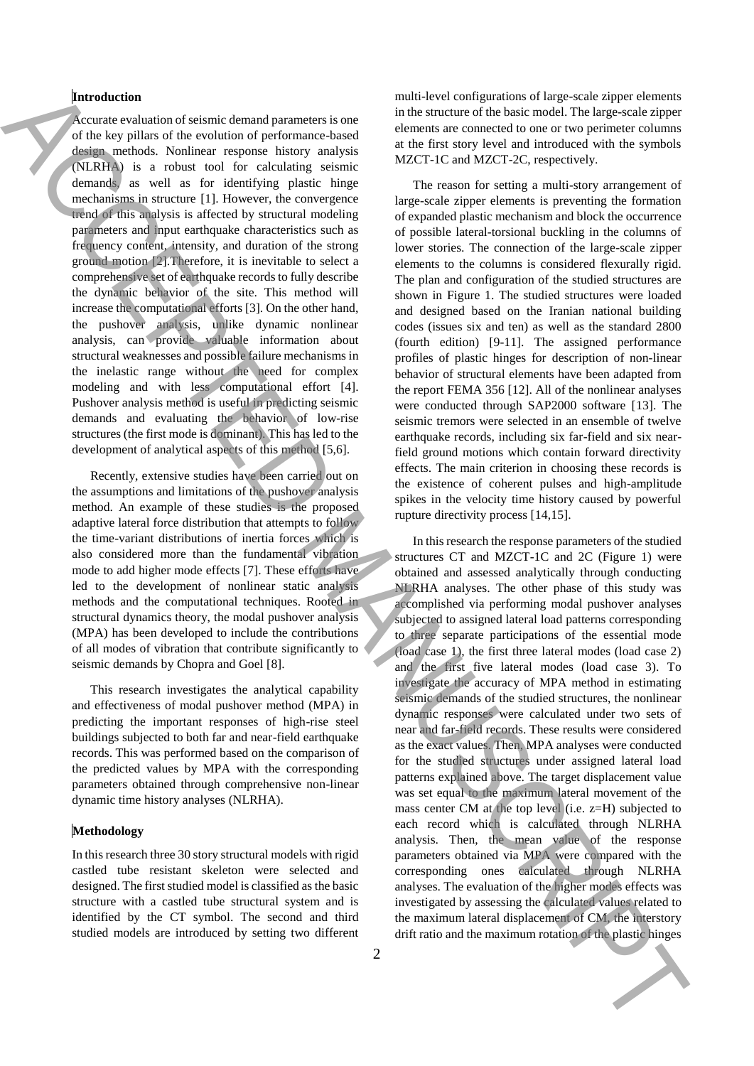## Introduction

Accurate evaluation of seismic demand parameters is one of the key pillars of the evolution of performance-based design methods. Nonlinear response history analysis (NLRHA) is a robust tool for calculating seismic demands, as well as for identifying plastic hinge mechanisms in structure [1]. However, the convergence trend of this analysis is affected by structural modeling parameters and input earthquake characteristics such as frequency content, intensity, and duration of the strong ground motion [2].Therefore, it is inevitable to select a comprehensive set of earthquake records to fully describe the dynamic behavior of the site. This method will increase the computational efforts [3]. On the other hand, the pushover analysis, unlike dynamic nonlinear analysis, can provide valuable information about structural weaknesses and possible failure mechanisms in the inelastic range without the need for complex modeling and with less computational effort [4]. Pushover analysis method is useful in predicting seismic demands and evaluating the behavior of low-rise structures (the first mode is dominant). This has led to the development of analytical aspects of this method [5,6].

Recently, extensive studies have been carried out on the assumptions and limitations of the pushover analysis method. An example of these studies is the proposed adaptive lateral force distribution that attempts to follow the time-variant distributions of inertia forces which is also considered more than the fundamental vibration mode to add higher mode effects [7]. These efforts have led to the development of nonlinear static analysis methods and the computational techniques. Rooted in structural dynamics theory, the modal pushover analysis (MPA) has been developed to include the contributions of all modes of vibration that contribute significantly to seismic demands by Chopra and Goel [8].

This research investigates the analytical capability and effectiveness of modal pushover method (MPA) in predicting the important responses of high-rise steel buildings subjected to both far and near-field earthquake records. This was performed based on the comparison of the predicted values by MPA with the corresponding parameters obtained through comprehensive non-linear dynamic time history analyses (NLRHA).

## Methodology

In this research three 30 story structural models with rigid castled tube resistant skeleton were selected and designed. The first studied model is classified as the basic structure with a castled tube structural system and is identified by the CT symbol. The second and third studied models are introduced by setting two different multi-level configurations of large-scale zipper elements in the structure of the basic model. The large-scale zipper elements are connected to one or two perimeter columns at the first story level and introduced with the symbols MZCT-1C and MZCT-2C, respectively.

The reason for setting a multi-story arrangement of large-scale zipper elements is preventing the formation of expanded plastic mechanism and block the occurrence of possible lateral-torsional buckling in the columns of lower stories. The connection of the large-scale zipper elements to the columns is considered flexurally rigid. The plan and configuration of the studied structures are shown in Figure 1. The studied structures were loaded and designed based on the Iranian national building codes (issues six and ten) as well as the standard 2800 (fourth edition) [9-11]. The assigned performance profiles of plastic hinges for description of non-linear behavior of structural elements have been adapted from the report FEMA 356 [12]. All of the nonlinear analyses were conducted through SAP2000 software [13]. The seismic tremors were selected in an ensemble of twelve earthquake records, including six far-field and six near-field ground motions which contain forward directivity effects. The main criterion in choosing these records is the existence of coherent pulses and high-amplitude spikes in the velocity time history caused by powerful rupture directivity process [14,15].

In this research the response parameters of the studied structures CT and MZCT-1C and 2C (Figure 1) were obtained and assessed analytically through conducting NLRHA analyses. The other phase of this study was accomplished via performing modal pushover analyses subjected to assigned lateral load patterns corresponding to three separate participations of the essential mode (load case 1), the first three lateral modes (load case 2) and the first five lateral modes (load case 3). To investigate the accuracy of MPA method in estimating seismic demands of the studied structures, the nonlinear dynamic responses were calculated under two sets of near and far-field records. These results were considered as the exact values. Then, MPA analyses were conducted for the studied structures under assigned lateral load patterns explained above. The target displacement value was set equal to the maximum lateral movement of the mass center CM at the top level (i.e. z=H) subjected to each record which is calculated through NLRHA analysis. Then, the mean value of the response parameters obtained via MPA were compared with the corresponding ones calculated through NLRHA analyses. The evaluation of the higher modes effects was investigated by assessing the calculated values related to the maximum lateral displacement of CM, the interstory drift ratio and the maximum rotation of the plastic hinges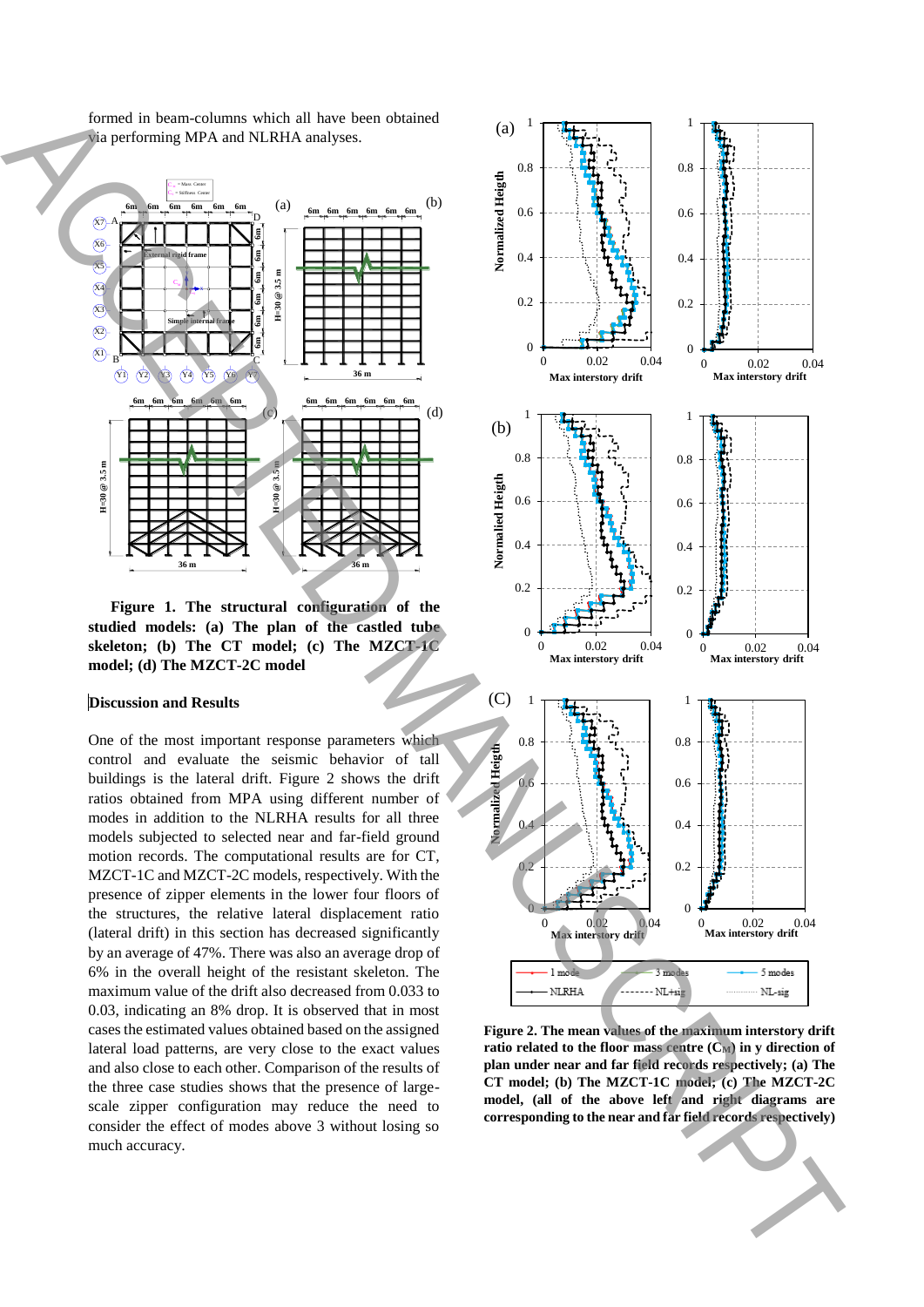formed in beam-columns which all have been obtained via performing MPA and NLRHA analyses.

**Figure 1. The structural configuration of the studied models: (a) The plan of the castled tube skeleton; (b) The CT model; (c) The MZCT-1C model; (d) The MZCT-2C model**

## Discussion and Results

One of the most important response parameters which control and evaluate the seismic behavior of tall buildings is the lateral drift. Figure 2 shows the drift ratios obtained from MPA using different number of modes in addition to the NLRHA results for all three models subjected to selected near and far-field ground motion records. The computational results are for CT, MZCT-1C and MZCT-2C models, respectively. With the presence of zipper elements in the lower four floors of the structures, the relative lateral displacement ratio (lateral drift) in this section has decreased significantly by an average of 47%. There was also an average drop of 6% in the overall height of the resistant skeleton. The maximum value of the drift also decreased from 0.033 to 0.03, indicating an 8% drop. It is observed that in most cases the estimated values obtained based on the assigned lateral load patterns, are very close to the exact values and also close to each other. Comparison of the results of the three case studies shows that the presence of large-scale zipper configuration may reduce the need to consider the effect of modes above 3 without losing so much accuracy.

**Figure 2. The mean values of the maximum interstory drift ratio related to the floor mass centre ($C_M$) in y direction of plan under near and far field records respectively; (a) The CT model; (b) The MZCT-1C model; (c) The MZCT-2C model, (all of the above left and right diagrams are corresponding to the near and far field records respectively)**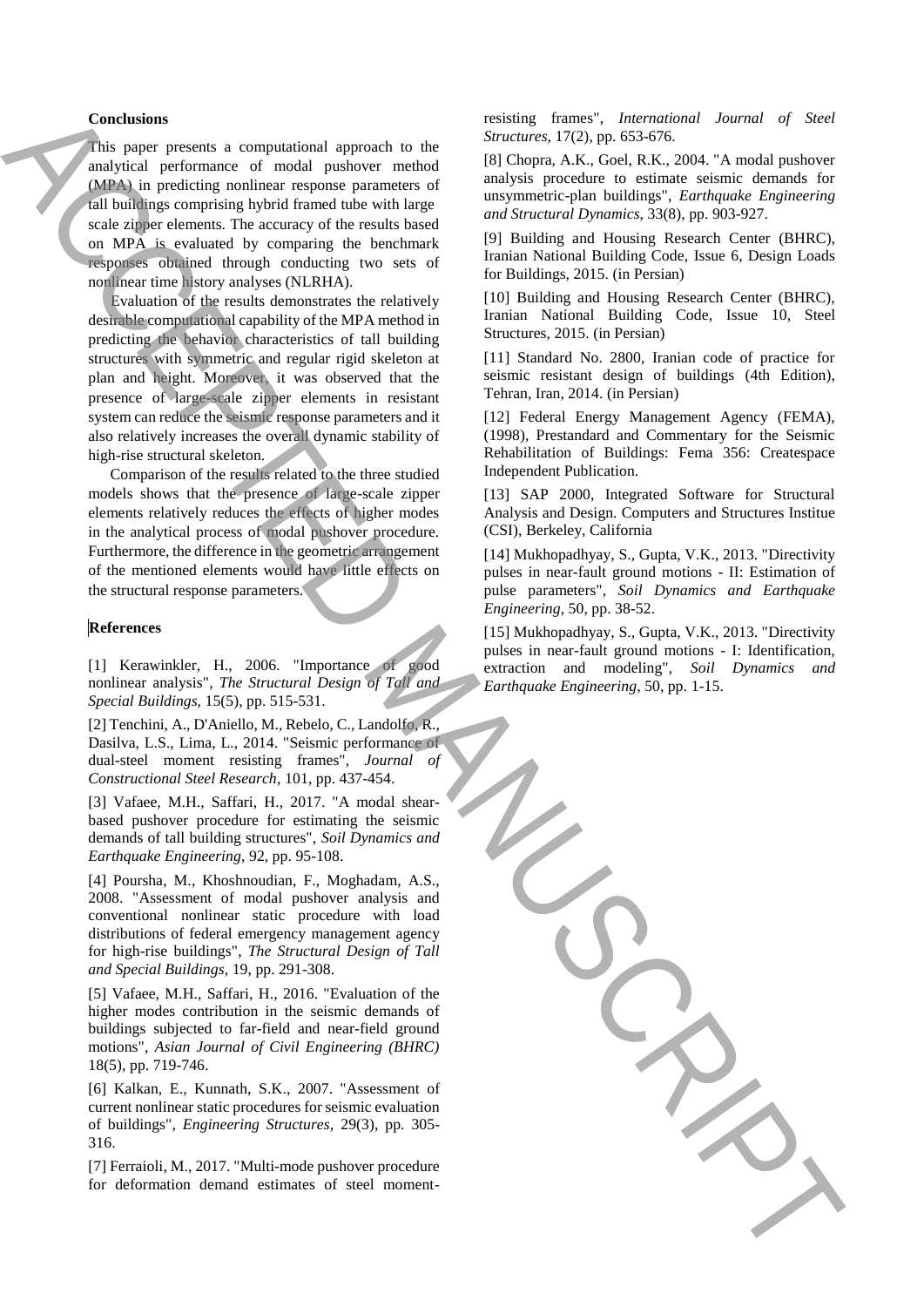## Conclusions

This paper presents a computational approach to the analytical performance of modal pushover method (MPA) in predicting nonlinear response parameters of tall buildings comprising hybrid framed tube with large scale zipper elements. The accuracy of the results based on MPA is evaluated by comparing the benchmark responses obtained through conducting two sets of nonlinear time history analyses (NLRHA).

Evaluation of the results demonstrates the relatively desirable computational capability of the MPA method in predicting the behavior characteristics of tall building structures with symmetric and regular rigid skeleton at plan and height. Moreover, it was observed that the presence of large-scale zipper elements in resistant system can reduce the seismic response parameters and it also relatively increases the overall dynamic stability of high-rise structural skeleton.

Comparison of the results related to the three studied models shows that the presence of large-scale zipper elements relatively reduces the effects of higher modes in the analytical process of modal pushover procedure. Furthermore, the difference in the geometric arrangement of the mentioned elements would have little effects on the structural response parameters.

## References

[1] Kerawinkler, H., 2006. "Importance of good nonlinear analysis", *The Structural Design of Tall and Special Buildings*, 15(5), pp. 515-531.

[2] Tenchini, A., D'Aniello, M., Rebelo, C., Landolfo, R., Dasilva, L.S., Lima, L., 2014. "Seismic performance of dual-steel moment resisting frames", *Journal of Constructional Steel Research*, 101, pp. 437-454.

[3] Vafaee, M.H., Saffari, H., 2017. "A modal shear-based pushover procedure for estimating the seismic demands of tall building structures", *Soil Dynamics and Earthquake Engineering*, 92, pp. 95-108.

[4] Poursha, M., Khoshnoudian, F., Moghadam, A.S., 2008. "Assessment of modal pushover analysis and conventional nonlinear static procedure with load distributions of federal emergency management agency for high-rise buildings", *The Structural Design of Tall and Special Buildings*, 19, pp. 291-308.

[5] Vafaee, M.H., Saffari, H., 2016. "Evaluation of the higher modes contribution in the seismic demands of buildings subjected to far-field and near-field ground motions", *Asian Journal of Civil Engineering (BHRC)* 18(5), pp. 719-746.

[6] Kalkan, E., Kunnath, S.K., 2007. "Assessment of current nonlinear static procedures for seismic evaluation of buildings", *Engineering Structures*, 29(3), pp. 305-316.

[7] Ferraioli, M., 2017. "Multi-mode pushover procedure for deformation demand estimates of steel moment-resisting frames", *International Journal of Steel Structures*, 17(2), pp. 653-676.

[8] Chopra, A.K., Goel, R.K., 2004. "A modal pushover analysis procedure to estimate seismic demands for unsymmetric-plan buildings", *Earthquake Engineering and Structural Dynamics*, 33(8), pp. 903-927.

[9] Building and Housing Research Center (BHRC), Iranian National Building Code, Issue 6, Design Loads for Buildings, 2015. (in Persian)

[10] Building and Housing Research Center (BHRC), Iranian National Building Code, Issue 10, Steel Structures, 2015. (in Persian)

[11] Standard No. 2800, Iranian code of practice for seismic resistant design of buildings (4th Edition), Tehran, Iran, 2014. (in Persian)

[12] Federal Energy Management Agency (FEMA), (1998), Prestandard and Commentary for the Seismic Rehabilitation of Buildings: Fema 356: Createspace Independent Publication.

[13] SAP 2000, Integrated Software for Structural Analysis and Design. Computers and Structures Institue (CSI), Berkeley, California

[14] Mukhopadhyay, S., Gupta, V.K., 2013. "Directivity pulses in near-fault ground motions - II: Estimation of pulse parameters", *Soil Dynamics and Earthquake Engineering*, 50, pp. 38-52.

[15] Mukhopadhyay, S., Gupta, V.K., 2013. "Directivity pulses in near-fault ground motions - I: Identification, extraction and modeling", *Soil Dynamics and Earthquake Engineering*, 50, pp. 1-15.